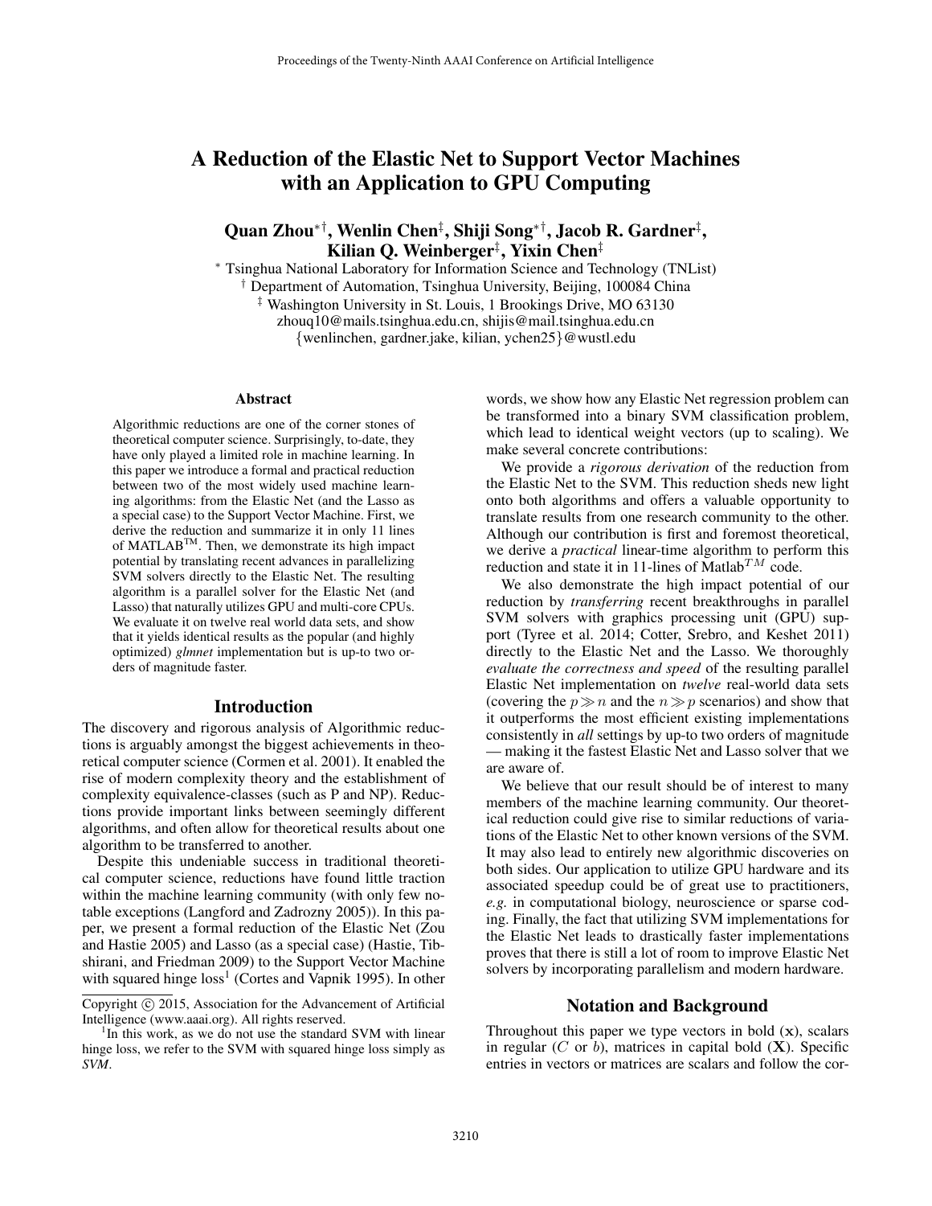# A Reduction of the Elastic Net to Support Vector Machines with an Application to GPU Computing

**Quan Zhou**[*†], **Wenlin Chen**[‡], **Shiji Song**[*†], **Jacob R. Gardner**[‡], **Kilian Q. Weinberger**[‡], **Yixin Chen**[‡]

[*] Tsinghua National Laboratory for Information Science and Technology (TNList)
[†] Department of Automation, Tsinghua University, Beijing, 100084 China
[‡] Washington University in St. Louis, 1 Brookings Drive, MO 63130
zhouq10@mails.tsinghua.edu.cn, shijis@mail.tsinghua.edu.cn
{wenlinchen, gardner.jake, kilian, ychen25}@wustl.edu

## Abstract

Algorithmic reductions are one of the corner stones of theoretical computer science. Surprisingly, to-date, they have only played a limited role in machine learning. In this paper we introduce a formal and practical reduction between two of the most widely used machine learning algorithms: from the Elastic Net (and the Lasso as a special case) to the Support Vector Machine. First, we derive the reduction and summarize it in only 11 lines of MATLAB™. Then, we demonstrate its high impact potential by translating recent advances in parallelizing SVM solvers directly to the Elastic Net. The resulting algorithm is a parallel solver for the Elastic Net (and Lasso) that naturally utilizes GPU and multi-core CPUs. We evaluate it on twelve real world data sets, and show that it yields identical results as the popular (and highly optimized) *glmnet* implementation but is up-to two orders of magnitude faster.

## Introduction

The discovery and rigorous analysis of Algorithmic reductions is arguably amongst the biggest achievements in theoretical computer science (Cormen et al. 2001). It enabled the rise of modern complexity theory and the establishment of complexity equivalence-classes (such as P and NP). Reductions provide important links between seemingly different algorithms, and often allow for theoretical results about one algorithm to be transferred to another.

Despite this undeniable success in traditional theoretical computer science, reductions have found little traction within the machine learning community (with only few notable exceptions (Langford and Zadrozny 2005)). In this paper, we present a formal reduction of the Elastic Net (Zou and Hastie 2005) and Lasso (as a special case) (Hastie, Tibshirani, and Friedman 2009) to the Support Vector Machine with squared hinge loss[1] (Cortes and Vapnik 1995). In other words, we show how any Elastic Net regression problem can be transformed into a binary SVM classification problem, which lead to identical weight vectors (up to scaling). We make several concrete contributions:

We provide a *rigorous derivation* of the reduction from the Elastic Net to the SVM. This reduction sheds new light onto both algorithms and offers a valuable opportunity to translate results from one research community to the other. Although our contribution is first and foremost theoretical, we derive a *practical* linear-time algorithm to perform this reduction and state it in 11-lines of Matlab$^{TM}$ code.

We also demonstrate the high impact potential of our reduction by *transferring* recent breakthroughs in parallel SVM solvers with graphics processing unit (GPU) support (Tyree et al. 2014; Cotter, Srebro, and Keshet 2011) directly to the Elastic Net and the Lasso. We thoroughly *evaluate the correctness and speed* of the resulting parallel Elastic Net implementation on *twelve* real-world data sets (covering the $p \gg n$ and the $n \gg p$ scenarios) and show that it outperforms the most efficient existing implementations consistently in *all* settings by up-to two orders of magnitude — making it the fastest Elastic Net and Lasso solver that we are aware of.

We believe that our result should be of interest to many members of the machine learning community. Our theoretical reduction could give rise to similar reductions of variations of the Elastic Net to other known versions of the SVM. It may also lead to entirely new algorithmic discoveries on both sides. Our application to utilize GPU hardware and its associated speedup could be of great use to practitioners, *e.g.* in computational biology, neuroscience or sparse coding. Finally, the fact that utilizing SVM implementations for the Elastic Net leads to drastically faster implementations proves that there is still a lot of room to improve Elastic Net solvers by incorporating parallelism and modern hardware.

## Notation and Background

Throughout this paper we type vectors in bold ($\mathbf{x}$), scalars in regular ($C$ or $b$), matrices in capital bold ($\mathbf{X}$). Specific entries in vectors or matrices are scalars and follow the cor-

---

Copyright © 2015, Association for the Advancement of Artificial Intelligence (www.aaai.org). All rights reserved.

[1] In this work, as we do not use the standard SVM with linear hinge loss, we refer to the SVM with squared hinge loss simply as *SVM*.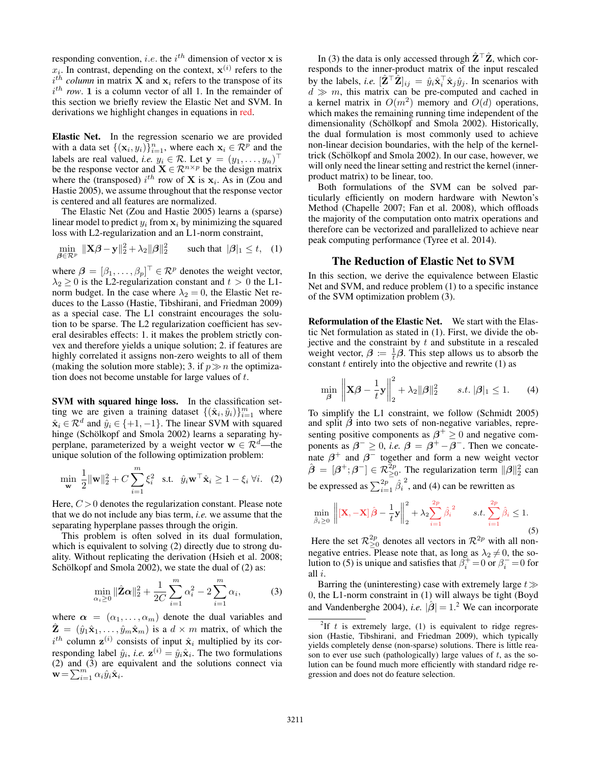responding convention, $i.e.$ the $i^{th}$ dimension of vector $\mathbf{x}$ is $x_i$. In contrast, depending on the context, $\mathbf{x}^{(i)}$ refers to the $i^{th}$ *column* in matrix $\mathbf{X}$ and $\mathbf{x}_i$ refers to the transpose of its $i^{th}$ *row*. $\mathbf{1}$ is a column vector of all 1. In the remainder of this section we briefly review the Elastic Net and SVM. In derivations we highlight changes in equations in red.

**Elastic Net.** In the regression scenario we are provided with a data set $\{(\mathbf{x}_i, y_i)\}_{i=1}^n$, where each $\mathbf{x}_i \in \mathcal{R}^p$ and the labels are real valued, *i.e.* $y_i \in \mathcal{R}$. Let $\mathbf{y} = (y_1, \ldots, y_n)^\top$ be the response vector and $\mathbf{X} \in \mathcal{R}^{n \times p}$ be the design matrix where the (transposed) $i^{th}$ row of $\mathbf{X}$ is $\mathbf{x}_i$. As in (Zou and Hastie 2005), we assume throughout that the response vector is centered and all features are normalized.

The Elastic Net (Zou and Hastie 2005) learns a (sparse) linear model to predict $y_i$ from $\mathbf{x}_i$ by minimizing the squared loss with L2-regularization and an L1-norm constraint,

$$\min_{\boldsymbol{\beta} \in \mathcal{R}^p} \|\mathbf{X}\boldsymbol{\beta} - \mathbf{y}\|_2^2 + \lambda_2 \|\boldsymbol{\beta}\|_2^2 \quad \text{such that } |\boldsymbol{\beta}|_1 \leq t, \quad (1)$$

where $\boldsymbol{\beta} = [\beta_1, \ldots, \beta_p]^\top \in \mathcal{R}^p$ denotes the weight vector, $\lambda_2 \geq 0$ is the L2-regularization constant and $t > 0$ the L1-norm budget. In the case where $\lambda_2 = 0$, the Elastic Net reduces to the Lasso (Hastie, Tibshirani, and Friedman 2009) as a special case. The L1 constraint encourages the solution to be sparse. The L2 regularization coefficient has several desirables effects: 1. it makes the problem strictly convex and therefore yields a unique solution; 2. if features are highly correlated it assigns non-zero weights to all of them (making the solution more stable); 3. if $p \gg n$ the optimization does not become unstable for large values of $t$.

**SVM with squared hinge loss.** In the classification setting we are given a training dataset $\{(\hat{\mathbf{x}}_i, \hat{y}_i)\}_{i=1}^m$ where $\hat{\mathbf{x}}_i \in \mathcal{R}^d$ and $\hat{y}_i \in \{+1, -1\}$. The linear SVM with squared hinge (Schölkopf and Smola 2002) learns a separating hyperplane, parameterized by a weight vector $\mathbf{w} \in \mathcal{R}^d$—the unique solution of the following optimization problem:

$$\min_{\mathbf{w}} \frac{1}{2}\|\mathbf{w}\|_2^2 + C \sum_{i=1}^m \xi_i^2 \quad \text{s.t.} \quad \hat{y}_i \mathbf{w}^\top \hat{\mathbf{x}}_i \geq 1 - \xi_i \; \forall i. \quad (2)$$

Here, $C > 0$ denotes the regularization constant. Please note that we do not include any bias term, *i.e.* we assume that the separating hyperplane passes through the origin.

This problem is often solved in its dual formulation, which is equivalent to solving (2) directly due to strong duality. Without replicating the derivation (Hsieh et al. 2008; Schölkopf and Smola 2002), we state the dual of (2) as:

$$\min_{\alpha_i \geq 0} \|\hat{\mathbf{Z}}\boldsymbol{\alpha}\|_2^2 + \frac{1}{2C}\sum_{i=1}^m \alpha_i^2 - 2\sum_{i=1}^m \alpha_i, \quad (3)$$

where $\boldsymbol{\alpha} = (\alpha_1, \ldots, \alpha_m)$ denote the dual variables and $\hat{\mathbf{Z}} = (\hat{y}_1\hat{\mathbf{x}}_1, \ldots, \hat{y}_m\hat{\mathbf{x}}_m)$ is a $d \times m$ matrix, of which the $i^{th}$ column $\mathbf{z}^{(i)}$ consists of input $\hat{\mathbf{x}}_i$ multiplied by its corresponding label $\hat{y}_i$, *i.e.* $\mathbf{z}^{(i)} = \hat{y}_i\hat{\mathbf{x}}_i$. The two formulations (2) and (3) are equivalent and the solutions connect via $\mathbf{w} = \sum_{i=1}^m \alpha_i \hat{y}_i \hat{\mathbf{x}}_i$.

In (3) the data is only accessed through $\hat{\mathbf{Z}}^\top\hat{\mathbf{Z}}$, which corresponds to the inner-product matrix of the input rescaled by the labels, *i.e.* $[\hat{\mathbf{Z}}^\top\hat{\mathbf{Z}}]_{ij} = \hat{y}_i\hat{\mathbf{x}}_i^\top\hat{\mathbf{x}}_j\hat{y}_j$. In scenarios with $d \gg m$, this matrix can be pre-computed and cached in a kernel matrix in $O(m^2)$ memory and $O(d)$ operations, which makes the remaining running time independent of the dimensionality (Schölkopf and Smola 2002). Historically, the dual formulation is most commonly used to achieve non-linear decision boundaries, with the help of the kernel-trick (Schölkopf and Smola 2002). In our case, however, we will only need the linear setting and restrict the kernel (inner-product matrix) to be linear, too.

Both formulations of the SVM can be solved particularly efficiently on modern hardware with Newton's Method (Chapelle 2007; Fan et al. 2008), which offloads the majority of the computation onto matrix operations and therefore can be vectorized and parallelized to achieve near peak computing performance (Tyree et al. 2014).

## The Reduction of Elastic Net to SVM

In this section, we derive the equivalence between Elastic Net and SVM, and reduce problem (1) to a specific instance of the SVM optimization problem (3).

**Reformulation of the Elastic Net.** We start with the Elastic Net formulation as stated in (1). First, we divide the objective and the constraint by $t$ and substitute in a rescaled weight vector, $\boldsymbol{\beta} := \frac{1}{t}\boldsymbol{\beta}$. This step allows us to absorb the constant $t$ entirely into the objective and rewrite (1) as

$$\min_{\boldsymbol{\beta}} \left\|\mathbf{X}\boldsymbol{\beta} - \frac{1}{t}\mathbf{y}\right\|_2^2 + \lambda_2\|\boldsymbol{\beta}\|_2^2 \qquad s.t. \; |\boldsymbol{\beta}|_1 \leq 1. \quad (4)$$

To simplify the L1 constraint, we follow (Schmidt 2005) and split $\boldsymbol{\beta}$ into two sets of non-negative variables, representing positive components as $\boldsymbol{\beta}^+ \geq 0$ and negative components as $\boldsymbol{\beta}^- \geq 0$, *i.e.* $\boldsymbol{\beta} = \boldsymbol{\beta}^+ - \boldsymbol{\beta}^-$. Then we concatenate $\boldsymbol{\beta}^+$ and $\boldsymbol{\beta}^-$ together and form a new weight vector $\hat{\boldsymbol{\beta}} = [\boldsymbol{\beta}^+; \boldsymbol{\beta}^-] \in \mathcal{R}^{2p}_{\geq 0}$. The regularization term $\|\boldsymbol{\beta}\|_2^2$ can be expressed as $\sum_{i=1}^{2p} \hat{\beta}_i^2$, and (4) can be rewritten as

$$\min_{\hat{\beta}_i \geq 0} \left\|{\color{red}[\mathbf{X}, -\mathbf{X}]}\,\hat{\boldsymbol{\beta}} - \frac{1}{t}\mathbf{y}\right\|_2^2 + \lambda_2 {\color{red}\sum_{i=1}^{2p}}\, {\color{red}\hat{\beta}_i}^2 \qquad s.t. \; {\color{red}\sum_{i=1}^{2p} \hat{\beta}_i} \leq 1. \quad (5)$$

Here the set $\mathcal{R}^{2p}_{\geq 0}$ denotes all vectors in $\mathcal{R}^{2p}$ with all non-negative entries. Please note that, as long as $\lambda_2 \neq 0$, the solution to (5) is unique and satisfies that $\beta_i^+ = 0$ or $\beta_i^- = 0$ for all $i$.

Barring the (uninteresting) case with extremely large $t \gg 0$, the L1-norm constraint in (1) will always be tight (Boyd and Vandenberghe 2004), *i.e.* $|\hat{\boldsymbol{\beta}}| = 1$.[2] We can incorporate

[2] If $t$ is extremely large, (1) is equivalent to ridge regression (Hastie, Tibshirani, and Friedman 2009), which typically yields completely dense (non-sparse) solutions. There is little reason to ever use such (pathologically) large values of $t$, as the solution can be found much more efficiently with standard ridge regression and does not do feature selection.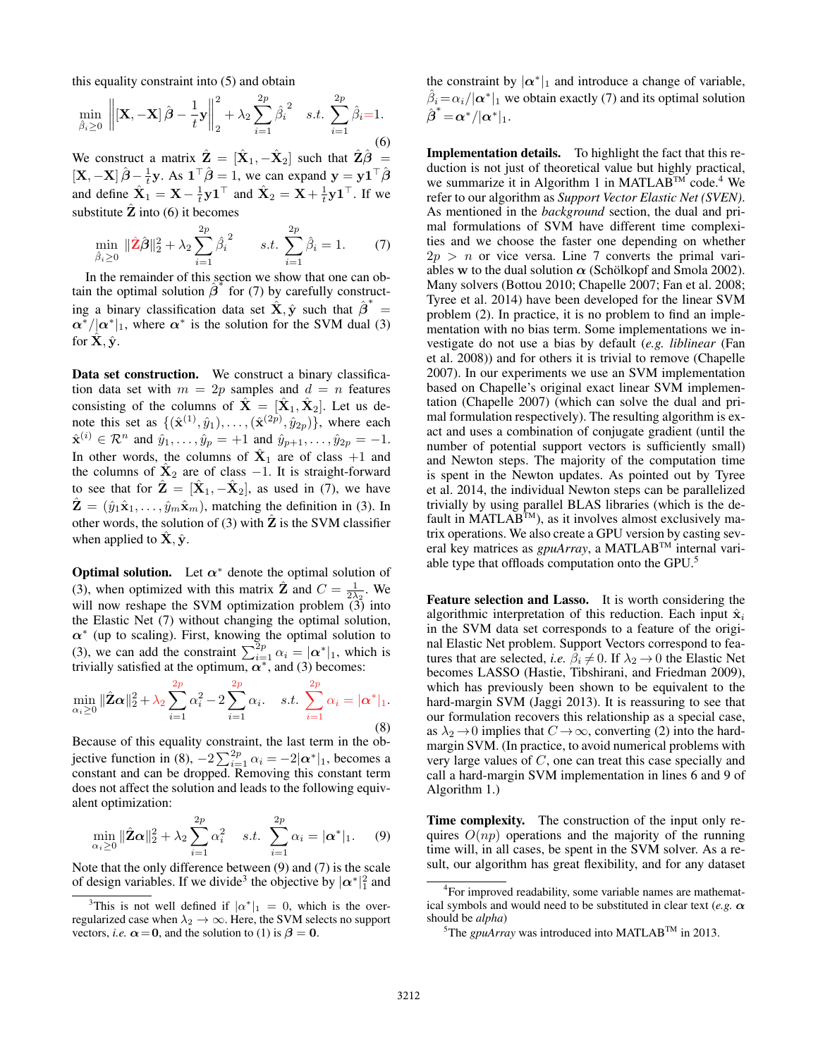this equality constraint into (5) and obtain

$$\min_{\hat{\beta}_i \geq 0} \left\| [\mathbf{X}, -\mathbf{X}]\,\hat{\boldsymbol{\beta}} - \frac{1}{t}\mathbf{y} \right\|_2^2 + \lambda_2 \sum_{i=1}^{2p} \hat{\beta}_i^{\,2} \quad s.t. \; \sum_{i=1}^{2p} \hat{\beta}_i = 1. \tag{6}$$

We construct a matrix $\hat{\mathbf{Z}} = [\hat{\mathbf{X}}_1, -\hat{\mathbf{X}}_2]$ such that $\hat{\mathbf{Z}}\hat{\boldsymbol{\beta}} = [\mathbf{X}, -\mathbf{X}]\,\hat{\boldsymbol{\beta}} - \frac{1}{t}\mathbf{y}$. As $\mathbf{1}^\top \hat{\boldsymbol{\beta}} = 1$, we can expand $\mathbf{y} = \mathbf{y}\mathbf{1}^\top \hat{\boldsymbol{\beta}}$ and define $\hat{\mathbf{X}}_1 = \mathbf{X} - \frac{1}{t}\mathbf{y}\mathbf{1}^\top$ and $\hat{\mathbf{X}}_2 = \mathbf{X} + \frac{1}{t}\mathbf{y}\mathbf{1}^\top$. If we substitute $\hat{\mathbf{Z}}$ into (6) it becomes

$$\min_{\hat{\beta}_i \geq 0} \|\hat{\mathbf{Z}}\hat{\boldsymbol{\beta}}\|_2^2 + \lambda_2 \sum_{i=1}^{2p} \hat{\beta}_i^{\,2} \qquad s.t. \; \sum_{i=1}^{2p} \hat{\beta}_i = 1. \tag{7}$$

In the remainder of this section we show that one can obtain the optimal solution $\hat{\boldsymbol{\beta}}^*$ for (7) by carefully constructing a binary classification data set $\hat{\mathbf{X}}, \hat{\mathbf{y}}$ such that $\hat{\boldsymbol{\beta}}^* = \boldsymbol{\alpha}^*/|\boldsymbol{\alpha}^*|_1$, where $\boldsymbol{\alpha}^*$ is the solution for the SVM dual (3) for $\hat{\mathbf{X}}, \hat{\mathbf{y}}$.

**Data set construction.** We construct a binary classification data set with $m = 2p$ samples and $d = n$ features consisting of the columns of $\hat{\mathbf{X}} = [\hat{\mathbf{X}}_1, \hat{\mathbf{X}}_2]$. Let us denote this set as $\{(\hat{\mathbf{x}}^{(1)}, \hat{y}_1), \ldots, (\hat{\mathbf{x}}^{(2p)}, \hat{y}_{2p})\}$, where each $\hat{\mathbf{x}}^{(i)} \in \mathcal{R}^n$ and $\hat{y}_1, \ldots, \hat{y}_p = +1$ and $\hat{y}_{p+1}, \ldots, \hat{y}_{2p} = -1$. In other words, the columns of $\hat{\mathbf{X}}_1$ are of class $+1$ and the columns of $\hat{\mathbf{X}}_2$ are of class $-1$. It is straight-forward to see that for $\hat{\mathbf{Z}} = [\hat{\mathbf{X}}_1, -\hat{\mathbf{X}}_2]$, as used in (7), we have $\hat{\mathbf{Z}} = (\hat{y}_1\hat{\mathbf{x}}_1, \ldots, \hat{y}_m\hat{\mathbf{x}}_m)$, matching the definition in (3). In other words, the solution of (3) with $\hat{\mathbf{Z}}$ is the SVM classifier when applied to $\hat{\mathbf{X}}, \hat{\mathbf{y}}$.

**Optimal solution.** Let $\boldsymbol{\alpha}^*$ denote the optimal solution of (3), when optimized with this matrix $\hat{\mathbf{Z}}$ and $C = \frac{1}{2\lambda_2}$. We will now reshape the SVM optimization problem (3) into the Elastic Net (7) without changing the optimal solution, $\boldsymbol{\alpha}^*$ (up to scaling). First, knowing the optimal solution to (3), we can add the constraint $\sum_{i=1}^{2p} \alpha_i = |\boldsymbol{\alpha}^*|_1$, which is trivially satisfied at the optimum, $\boldsymbol{\alpha}^*$, and (3) becomes:

$$\min_{\alpha_i \geq 0} \|\hat{\mathbf{Z}}\boldsymbol{\alpha}\|_2^2 + \lambda_2 \sum_{i=1}^{2p} \alpha_i^2 - 2\sum_{i=1}^{2p} \alpha_i. \quad s.t. \; \sum_{i=1}^{2p} \alpha_i = |\boldsymbol{\alpha}^*|_1. \tag{8}$$

Because of this equality constraint, the last term in the objective function in (8), $-2\sum_{i=1}^{2p} \alpha_i = -2|\boldsymbol{\alpha}^*|_1$, becomes a constant and can be dropped. Removing this constant term does not affect the solution and leads to the following equivalent optimization:

$$\min_{\alpha_i \geq 0} \|\hat{\mathbf{Z}}\boldsymbol{\alpha}\|_2^2 + \lambda_2 \sum_{i=1}^{2p} \alpha_i^2 \quad s.t. \; \sum_{i=1}^{2p} \alpha_i = |\boldsymbol{\alpha}^*|_1. \tag{9}$$

Note that the only difference between (9) and (7) is the scale of design variables. If we divide[3] the objective by $|\boldsymbol{\alpha}^*|_1^2$ and the constraint by $|\boldsymbol{\alpha}^*|_1$ and introduce a change of variable, $\hat{\beta}_i = \alpha_i / |\boldsymbol{\alpha}^*|_1$ we obtain exactly (7) and its optimal solution $\hat{\boldsymbol{\beta}}^* = \boldsymbol{\alpha}^*/|\boldsymbol{\alpha}^*|_1$.

**Implementation details.** To highlight the fact that this reduction is not just of theoretical value but highly practical, we summarize it in Algorithm 1 in MATLAB™ code.[4] We refer to our algorithm as *Support Vector Elastic Net (SVEN)*. As mentioned in the *background* section, the dual and primal formulations of SVM have different time complexities and we choose the faster one depending on whether $2p > n$ or vice versa. Line 7 converts the primal variables $\mathbf{w}$ to the dual solution $\boldsymbol{\alpha}$ (Schölkopf and Smola 2002). Many solvers (Bottou 2010; Chapelle 2007; Fan et al. 2008; Tyree et al. 2014) have been developed for the linear SVM problem (2). In practice, it is no problem to find an implementation with no bias term. Some implementations we investigate do not use a bias by default (*e.g. liblinear* (Fan et al. 2008)) and for others it is trivial to remove (Chapelle 2007). In our experiments we use an SVM implementation based on Chapelle's original exact linear SVM implementation (Chapelle 2007) (which can solve the dual and primal formulation respectively). The resulting algorithm is exact and uses a combination of conjugate gradient (until the number of potential support vectors is sufficiently small) and Newton steps. The majority of the computation time is spent in the Newton updates. As pointed out by Tyree et al. 2014, the individual Newton steps can be parallelized trivially by using parallel BLAS libraries (which is the default in MATLAB™), as it involves almost exclusively matrix operations. We also create a GPU version by casting several key matrices as *gpuArray*, a MATLAB™ internal variable type that offloads computation onto the GPU.[5]

**Feature selection and Lasso.** It is worth considering the algorithmic interpretation of this reduction. Each input $\hat{\mathbf{x}}_i$ in the SVM data set corresponds to a feature of the original Elastic Net problem. Support Vectors correspond to features that are selected, *i.e.* $\beta_i \neq 0$. If $\lambda_2 \to 0$ the Elastic Net becomes LASSO (Hastie, Tibshirani, and Friedman 2009), which has previously been shown to be equivalent to the hard-margin SVM (Jaggi 2013). It is reassuring to see that our formulation recovers this relationship as a special case, as $\lambda_2 \to 0$ implies that $C \to \infty$, converting (2) into the hard-margin SVM. (In practice, to avoid numerical problems with very large values of $C$, one can treat this case specially and call a hard-margin SVM implementation in lines 6 and 9 of Algorithm 1.)

**Time complexity.** The construction of the input only requires $O(np)$ operations and the majority of the running time will, in all cases, be spent in the SVM solver. As a result, our algorithm has great flexibility, and for any dataset

---

[3] This is not well defined if $|\alpha^*|_1 = 0$, which is the over-regularized case when $\lambda_2 \to \infty$. Here, the SVM selects no support vectors, *i.e.* $\boldsymbol{\alpha} = \mathbf{0}$, and the solution to (1) is $\boldsymbol{\beta} = \mathbf{0}$.

[4] For improved readability, some variable names are mathematical symbols and would need to be substituted in clear text (*e.g.* $\boldsymbol{\alpha}$ should be *alpha*)

[5] The *gpuArray* was introduced into MATLAB™ in 2013.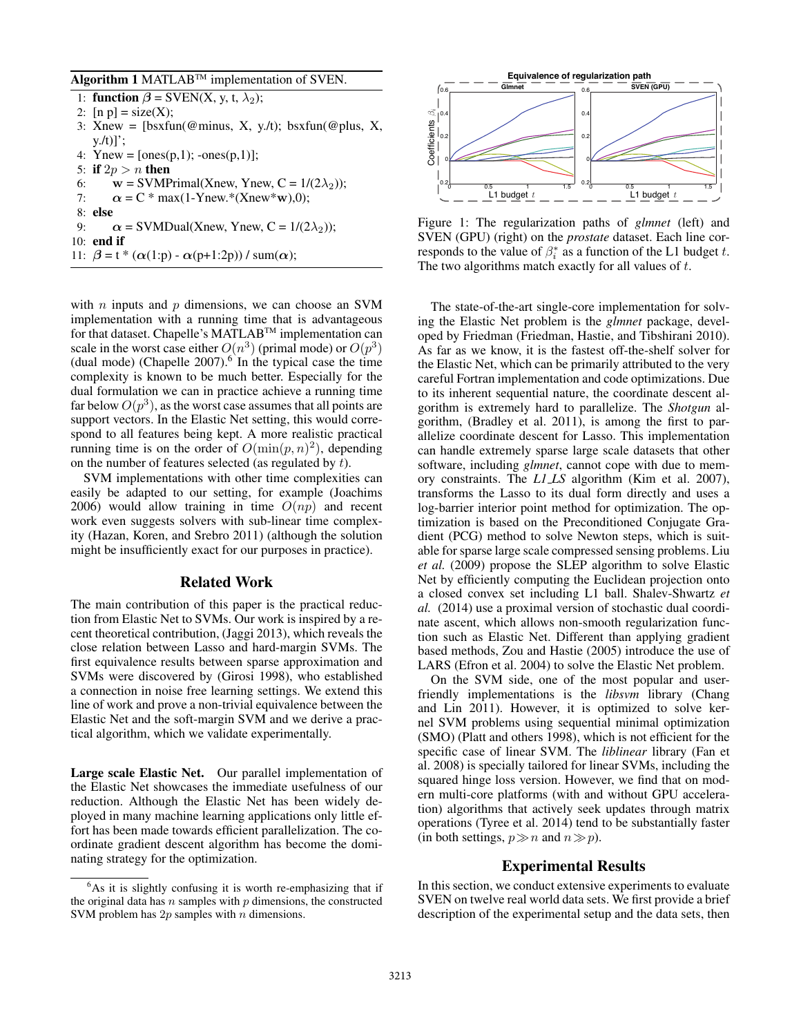**Algorithm 1** MATLAB™ implementation of SVEN.

```
1: function β = SVEN(X, y, t, λ2);
2: [n p] = size(X);
3: Xnew = [bsxfun(@minus, X, y./t); bsxfun(@plus, X, y./t)]';
4: Ynew = [ones(p,1); -ones(p,1)];
5: if 2p > n then
6:     w = SVMPrimal(Xnew, Ynew, C = 1/(2λ2));
7:     α = C * max(1-Ynew.*(Xnew*w),0);
8: else
9:     α = SVMDual(Xnew, Ynew, C = 1/(2λ2));
10: end if
11: β = t * (α(1:p) - α(p+1:2p)) / sum(α);
```

with $n$ inputs and $p$ dimensions, we can choose an SVM implementation with a running time that is advantageous for that dataset. Chapelle's MATLAB™ implementation can scale in the worst case either $O(n^3)$ (primal mode) or $O(p^3)$ (dual mode) (Chapelle 2007).[6] In the typical case the time complexity is known to be much better. Especially for the dual formulation we can in practice achieve a running time far below $O(p^3)$, as the worst case assumes that all points are support vectors. In the Elastic Net setting, this would correspond to all features being kept. A more realistic practical running time is on the order of $O(\min(p, n)^2)$, depending on the number of features selected (as regulated by $t$).

SVM implementations with other time complexities can easily be adapted to our setting, for example (Joachims 2006) would allow training in time $O(np)$ and recent work even suggests solvers with sub-linear time complexity (Hazan, Koren, and Srebro 2011) (although the solution might be insufficiently exact for our purposes in practice).

## Related Work

The main contribution of this paper is the practical reduction from Elastic Net to SVMs. Our work is inspired by a recent theoretical contribution, (Jaggi 2013), which reveals the close relation between Lasso and hard-margin SVMs. The first equivalence results between sparse approximation and SVMs were discovered by (Girosi 1998), who established a connection in noise free learning settings. We extend this line of work and prove a non-trivial equivalence between the Elastic Net and the soft-margin SVM and we derive a practical algorithm, which we validate experimentally.

**Large scale Elastic Net.** Our parallel implementation of the Elastic Net showcases the immediate usefulness of our reduction. Although the Elastic Net has been widely deployed in many machine learning applications only little effort has been made towards efficient parallelization. The coordinate gradient descent algorithm has become the dominating strategy for the optimization.

[6] As it is slightly confusing it is worth re-emphasizing that if the original data has $n$ samples with $p$ dimensions, the constructed SVM problem has $2p$ samples with $n$ dimensions.

Figure 1: The regularization paths of *glmnet* (left) and SVEN (GPU) (right) on the *prostate* dataset. Each line corresponds to the value of $\beta_i^*$ as a function of the L1 budget $t$. The two algorithms match exactly for all values of $t$.

The state-of-the-art single-core implementation for solving the Elastic Net problem is the *glmnet* package, developed by Friedman (Friedman, Hastie, and Tibshirani 2010). As far as we know, it is the fastest off-the-shelf solver for the Elastic Net, which can be primarily attributed to the very careful Fortran implementation and code optimizations. Due to its inherent sequential nature, the coordinate descent algorithm is extremely hard to parallelize. The *Shotgun* algorithm, (Bradley et al. 2011), is among the first to parallelize coordinate descent for Lasso. This implementation can handle extremely sparse large scale datasets that other software, including *glmnet*, cannot cope with due to memory constraints. The *L1_LS* algorithm (Kim et al. 2007), transforms the Lasso to its dual form directly and uses a log-barrier interior point method for optimization. The optimization is based on the Preconditioned Conjugate Gradient (PCG) method to solve Newton steps, which is suitable for sparse large scale compressed sensing problems. Liu *et al.* (2009) propose the SLEP algorithm to solve Elastic Net by efficiently computing the Euclidean projection onto a closed convex set including L1 ball. Shalev-Shwartz *et al.* (2014) use a proximal version of stochastic dual coordinate ascent, which allows non-smooth regularization function such as Elastic Net. Different than applying gradient based methods, Zou and Hastie (2005) introduce the use of LARS (Efron et al. 2004) to solve the Elastic Net problem.

On the SVM side, one of the most popular and user-friendly implementations is the *libsvm* library (Chang and Lin 2011). However, it is optimized to solve kernel SVM problems using sequential minimal optimization (SMO) (Platt and others 1998), which is not efficient for the specific case of linear SVM. The *liblinear* library (Fan et al. 2008) is specially tailored for linear SVMs, including the squared hinge loss version. However, we find that on modern multi-core platforms (with and without GPU acceleration) algorithms that actively seek updates through matrix operations (Tyree et al. 2014) tend to be substantially faster (in both settings, $p \gg n$ and $n \gg p$).

## Experimental Results

In this section, we conduct extensive experiments to evaluate SVEN on twelve real world data sets. We first provide a brief description of the experimental setup and the data sets, then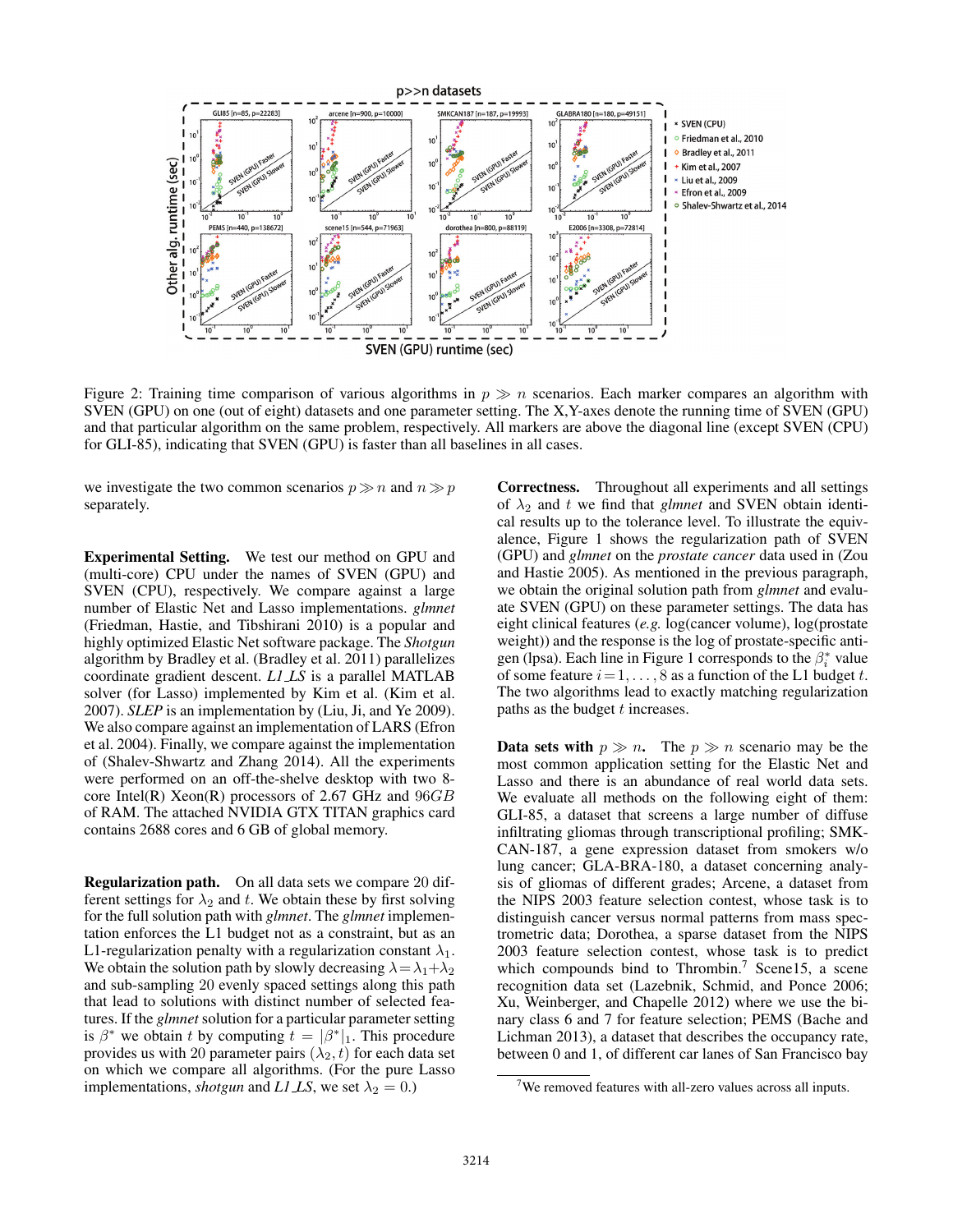Figure 2: Training time comparison of various algorithms in $p \gg n$ scenarios. Each marker compares an algorithm with SVEN (GPU) on one (out of eight) datasets and one parameter setting. The X,Y-axes denote the running time of SVEN (GPU) and that particular algorithm on the same problem, respectively. All markers are above the diagonal line (except SVEN (CPU) for GLI-85), indicating that SVEN (GPU) is faster than all baselines in all cases.

we investigate the two common scenarios $p \gg n$ and $n \gg p$ separately.

**Experimental Setting.** We test our method on GPU and (multi-core) CPU under the names of SVEN (GPU) and SVEN (CPU), respectively. We compare against a large number of Elastic Net and Lasso implementations. *glmnet* (Friedman, Hastie, and Tibshirani 2010) is a popular and highly optimized Elastic Net software package. The *Shotgun* algorithm by Bradley et al. (Bradley et al. 2011) parallelizes coordinate gradient descent. *L1_LS* is a parallel MATLAB solver (for Lasso) implemented by Kim et al. (Kim et al. 2007). *SLEP* is an implementation by (Liu, Ji, and Ye 2009). We also compare against an implementation of LARS (Efron et al. 2004). Finally, we compare against the implementation of (Shalev-Shwartz and Zhang 2014). All the experiments were performed on an off-the-shelve desktop with two 8-core Intel(R) Xeon(R) processors of 2.67 GHz and $96GB$ of RAM. The attached NVIDIA GTX TITAN graphics card contains 2688 cores and 6 GB of global memory.

**Regularization path.** On all data sets we compare 20 different settings for $\lambda_2$ and $t$. We obtain these by first solving for the full solution path with *glmnet*. The *glmnet* implementation enforces the L1 budget not as a constraint, but as an L1-regularization penalty with a regularization constant $\lambda_1$. We obtain the solution path by slowly decreasing $\lambda = \lambda_1 + \lambda_2$ and sub-sampling 20 evenly spaced settings along this path that lead to solutions with distinct number of selected features. If the *glmnet* solution for a particular parameter setting is $\beta^*$ we obtain $t$ by computing $t = |\beta^*|_1$. This procedure provides us with 20 parameter pairs $(\lambda_2, t)$ for each data set on which we compare all algorithms. (For the pure Lasso implementations, *shotgun* and *L1_LS*, we set $\lambda_2 = 0$.)

**Correctness.** Throughout all experiments and all settings of $\lambda_2$ and $t$ we find that *glmnet* and SVEN obtain identical results up to the tolerance level. To illustrate the equivalence, Figure 1 shows the regularization path of SVEN (GPU) and *glmnet* on the *prostate cancer* data used in (Zou and Hastie 2005). As mentioned in the previous paragraph, we obtain the original solution path from *glmnet* and evaluate SVEN (GPU) on these parameter settings. The data has eight clinical features (*e.g.* log(cancer volume), log(prostate weight)) and the response is the log of prostate-specific antigen (lpsa). Each line in Figure 1 corresponds to the $\beta_i^*$ value of some feature $i = 1, \ldots, 8$ as a function of the L1 budget $t$. The two algorithms lead to exactly matching regularization paths as the budget $t$ increases.

**Data sets with $p \gg n$.** The $p \gg n$ scenario may be the most common application setting for the Elastic Net and Lasso and there is an abundance of real world data sets. We evaluate all methods on the following eight of them: GLI-85, a dataset that screens a large number of diffuse infiltrating gliomas through transcriptional profiling; SMK-CAN-187, a gene expression dataset from smokers w/o lung cancer; GLA-BRA-180, a dataset concerning analysis of gliomas of different grades; Arcene, a dataset from the NIPS 2003 feature selection contest, whose task is to distinguish cancer versus normal patterns from mass spectrometric data; Dorothea, a sparse dataset from the NIPS 2003 feature selection contest, whose task is to predict which compounds bind to Thrombin.[7] Scene15, a scene recognition data set (Lazebnik, Schmid, and Ponce 2006; Xu, Weinberger, and Chapelle 2012) where we use the binary class 6 and 7 for feature selection; PEMS (Bache and Lichman 2013), a dataset that describes the occupancy rate, between 0 and 1, of different car lanes of San Francisco bay

[7] We removed features with all-zero values across all inputs.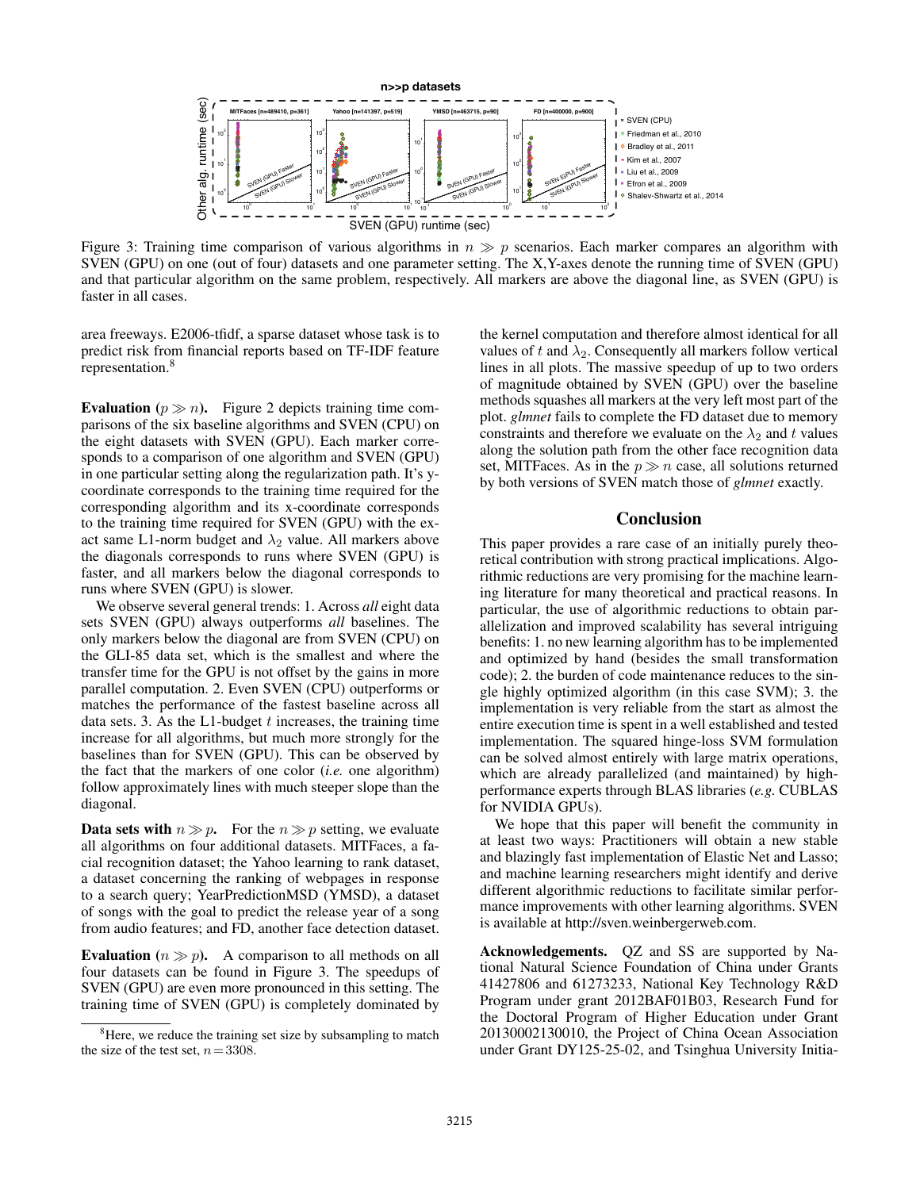Figure 3: Training time comparison of various algorithms in $n \gg p$ scenarios. Each marker compares an algorithm with SVEN (GPU) on one (out of four) datasets and one parameter setting. The X,Y-axes denote the running time of SVEN (GPU) and that particular algorithm on the same problem, respectively. All markers are above the diagonal line, as SVEN (GPU) is faster in all cases.

area freeways. E2006-tfidf, a sparse dataset whose task is to predict risk from financial reports based on TF-IDF feature representation.[8]

**Evaluation ($p \gg n$).** Figure 2 depicts training time comparisons of the six baseline algorithms and SVEN (CPU) on the eight datasets with SVEN (GPU). Each marker corresponds to a comparison of one algorithm and SVEN (GPU) in one particular setting along the regularization path. It's y-coordinate corresponds to the training time required for the corresponding algorithm and its x-coordinate corresponds to the training time required for SVEN (GPU) with the exact same L1-norm budget and $\lambda_2$ value. All markers above the diagonals corresponds to runs where SVEN (GPU) is faster, and all markers below the diagonal corresponds to runs where SVEN (GPU) is slower.

We observe several general trends: 1. Across *all* eight data sets SVEN (GPU) always outperforms *all* baselines. The only markers below the diagonal are from SVEN (CPU) on the GLI-85 data set, which is the smallest and where the transfer time for the GPU is not offset by the gains in more parallel computation. 2. Even SVEN (CPU) outperforms or matches the performance of the fastest baseline across all data sets. 3. As the L1-budget $t$ increases, the training time increase for all algorithms, but much more strongly for the baselines than for SVEN (GPU). This can be observed by the fact that the markers of one color (*i.e.* one algorithm) follow approximately lines with much steeper slope than the diagonal.

**Data sets with $n \gg p$.** For the $n \gg p$ setting, we evaluate all algorithms on four additional datasets. MITFaces, a facial recognition dataset; the Yahoo learning to rank dataset, a dataset concerning the ranking of webpages in response to a search query; YearPredictionMSD (YMSD), a dataset of songs with the goal to predict the release year of a song from audio features; and FD, another face detection dataset.

**Evaluation ($n \gg p$).** A comparison to all methods on all four datasets can be found in Figure 3. The speedups of SVEN (GPU) are even more pronounced in this setting. The training time of SVEN (GPU) is completely dominated by the kernel computation and therefore almost identical for all values of $t$ and $\lambda_2$. Consequently all markers follow vertical lines in all plots. The massive speedup of up to two orders of magnitude obtained by SVEN (GPU) over the baseline methods squashes all markers at the very left most part of the plot. *glmnet* fails to complete the FD dataset due to memory constraints and therefore we evaluate on the $\lambda_2$ and $t$ values along the solution path from the other face recognition data set, MITFaces. As in the $p \gg n$ case, all solutions returned by both versions of SVEN match those of *glmnet* exactly.

## Conclusion

This paper provides a rare case of an initially purely theoretical contribution with strong practical implications. Algorithmic reductions are very promising for the machine learning literature for many theoretical and practical reasons. In particular, the use of algorithmic reductions to obtain parallelization and improved scalability has several intriguing benefits: 1. no new learning algorithm has to be implemented and optimized by hand (besides the small transformation code); 2. the burden of code maintenance reduces to the single highly optimized algorithm (in this case SVM); 3. the implementation is very reliable from the start as almost the entire execution time is spent in a well established and tested implementation. The squared hinge-loss SVM formulation can be solved almost entirely with large matrix operations, which are already parallelized (and maintained) by high-performance experts through BLAS libraries (*e.g.* CUBLAS for NVIDIA GPUs).

We hope that this paper will benefit the community in at least two ways: Practitioners will obtain a new stable and blazingly fast implementation of Elastic Net and Lasso; and machine learning researchers might identify and derive different algorithmic reductions to facilitate similar performance improvements with other learning algorithms. SVEN is available at http://sven.weinbergerweb.com.

**Acknowledgements.** QZ and SS are supported by National Natural Science Foundation of China under Grants 41427806 and 61273233, National Key Technology R&D Program under grant 2012BAF01B03, Research Fund for the Doctoral Program of Higher Education under Grant 20130002130010, the Project of China Ocean Association under Grant DY125-25-02, and Tsinghua University Initia-

[8] Here, we reduce the training set size by subsampling to match the size of the test set, $n = 3308$.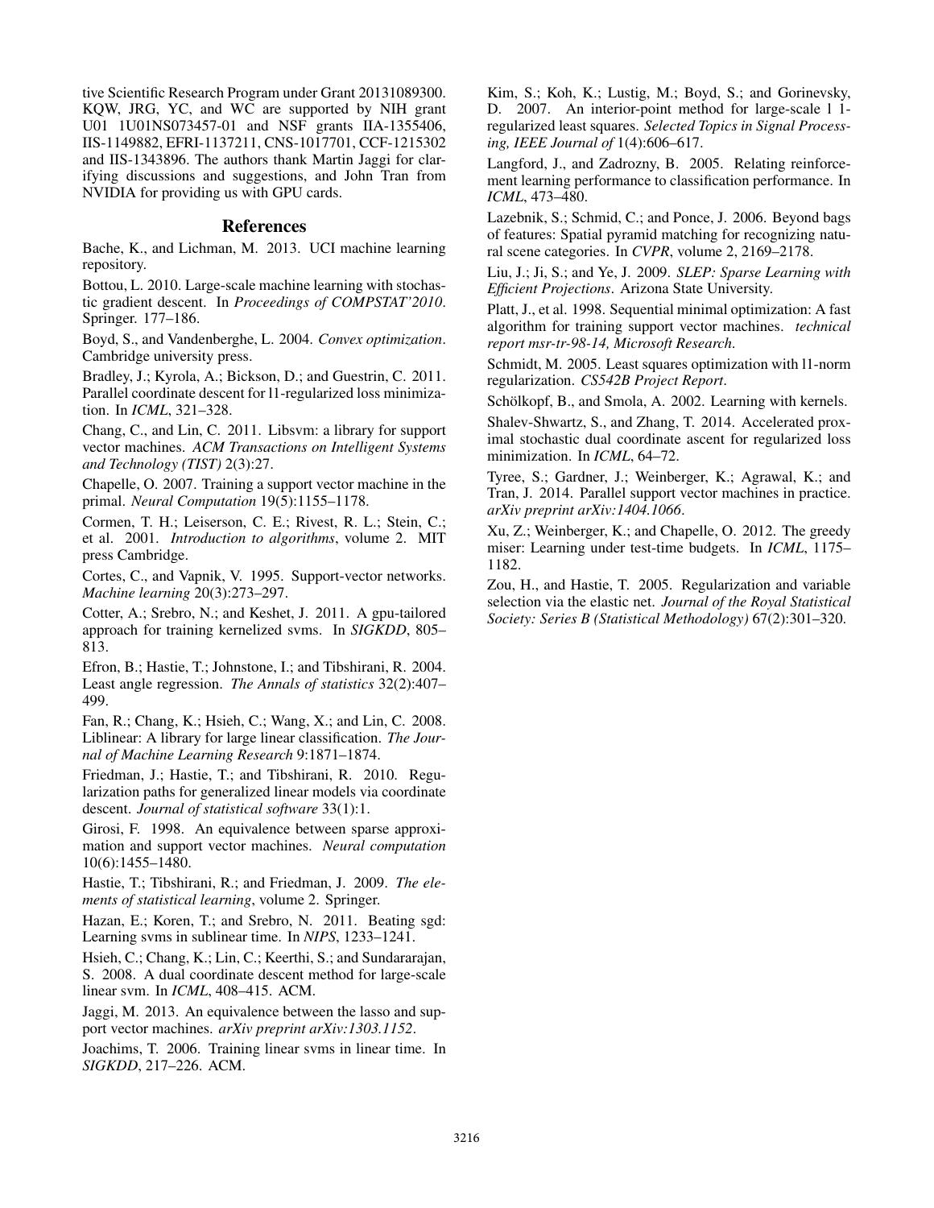tive Scientific Research Program under Grant 20131089300. KQW, JRG, YC, and WC are supported by NIH grant U01 1U01NS073457-01 and NSF grants IIA-1355406, IIS-1149882, EFRI-1137211, CNS-1017701, CCF-1215302 and IIS-1343896. The authors thank Martin Jaggi for clarifying discussions and suggestions, and John Tran from NVIDIA for providing us with GPU cards.

## References

Bache, K., and Lichman, M. 2013. UCI machine learning repository.

Bottou, L. 2010. Large-scale machine learning with stochastic gradient descent. In *Proceedings of COMPSTAT'2010*. Springer. 177–186.

Boyd, S., and Vandenberghe, L. 2004. *Convex optimization*. Cambridge university press.

Bradley, J.; Kyrola, A.; Bickson, D.; and Guestrin, C. 2011. Parallel coordinate descent for l1-regularized loss minimization. In *ICML*, 321–328.

Chang, C., and Lin, C. 2011. Libsvm: a library for support vector machines. *ACM Transactions on Intelligent Systems and Technology (TIST)* 2(3):27.

Chapelle, O. 2007. Training a support vector machine in the primal. *Neural Computation* 19(5):1155–1178.

Cormen, T. H.; Leiserson, C. E.; Rivest, R. L.; Stein, C.; et al. 2001. *Introduction to algorithms*, volume 2. MIT press Cambridge.

Cortes, C., and Vapnik, V. 1995. Support-vector networks. *Machine learning* 20(3):273–297.

Cotter, A.; Srebro, N.; and Keshet, J. 2011. A gpu-tailored approach for training kernelized svms. In *SIGKDD*, 805–813.

Efron, B.; Hastie, T.; Johnstone, I.; and Tibshirani, R. 2004. Least angle regression. *The Annals of statistics* 32(2):407–499.

Fan, R.; Chang, K.; Hsieh, C.; Wang, X.; and Lin, C. 2008. Liblinear: A library for large linear classification. *The Journal of Machine Learning Research* 9:1871–1874.

Friedman, J.; Hastie, T.; and Tibshirani, R. 2010. Regularization paths for generalized linear models via coordinate descent. *Journal of statistical software* 33(1):1.

Girosi, F. 1998. An equivalence between sparse approximation and support vector machines. *Neural computation* 10(6):1455–1480.

Hastie, T.; Tibshirani, R.; and Friedman, J. 2009. *The elements of statistical learning*, volume 2. Springer.

Hazan, E.; Koren, T.; and Srebro, N. 2011. Beating sgd: Learning svms in sublinear time. In *NIPS*, 1233–1241.

Hsieh, C.; Chang, K.; Lin, C.; Keerthi, S.; and Sundararajan, S. 2008. A dual coordinate descent method for large-scale linear svm. In *ICML*, 408–415. ACM.

Jaggi, M. 2013. An equivalence between the lasso and support vector machines. *arXiv preprint arXiv:1303.1152*.

Joachims, T. 2006. Training linear svms in linear time. In *SIGKDD*, 217–226. ACM.

Kim, S.; Koh, K.; Lustig, M.; Boyd, S.; and Gorinevsky, D. 2007. An interior-point method for large-scale l 1-regularized least squares. *Selected Topics in Signal Processing, IEEE Journal of* 1(4):606–617.

Langford, J., and Zadrozny, B. 2005. Relating reinforcement learning performance to classification performance. In *ICML*, 473–480.

Lazebnik, S.; Schmid, C.; and Ponce, J. 2006. Beyond bags of features: Spatial pyramid matching for recognizing natural scene categories. In *CVPR*, volume 2, 2169–2178.

Liu, J.; Ji, S.; and Ye, J. 2009. *SLEP: Sparse Learning with Efficient Projections*. Arizona State University.

Platt, J., et al. 1998. Sequential minimal optimization: A fast algorithm for training support vector machines. *technical report msr-tr-98-14, Microsoft Research*.

Schmidt, M. 2005. Least squares optimization with l1-norm regularization. *CS542B Project Report*.

Schölkopf, B., and Smola, A. 2002. Learning with kernels.

Shalev-Shwartz, S., and Zhang, T. 2014. Accelerated proximal stochastic dual coordinate ascent for regularized loss minimization. In *ICML*, 64–72.

Tyree, S.; Gardner, J.; Weinberger, K.; Agrawal, K.; and Tran, J. 2014. Parallel support vector machines in practice. *arXiv preprint arXiv:1404.1066*.

Xu, Z.; Weinberger, K.; and Chapelle, O. 2012. The greedy miser: Learning under test-time budgets. In *ICML*, 1175–1182.

Zou, H., and Hastie, T. 2005. Regularization and variable selection via the elastic net. *Journal of the Royal Statistical Society: Series B (Statistical Methodology)* 67(2):301–320.